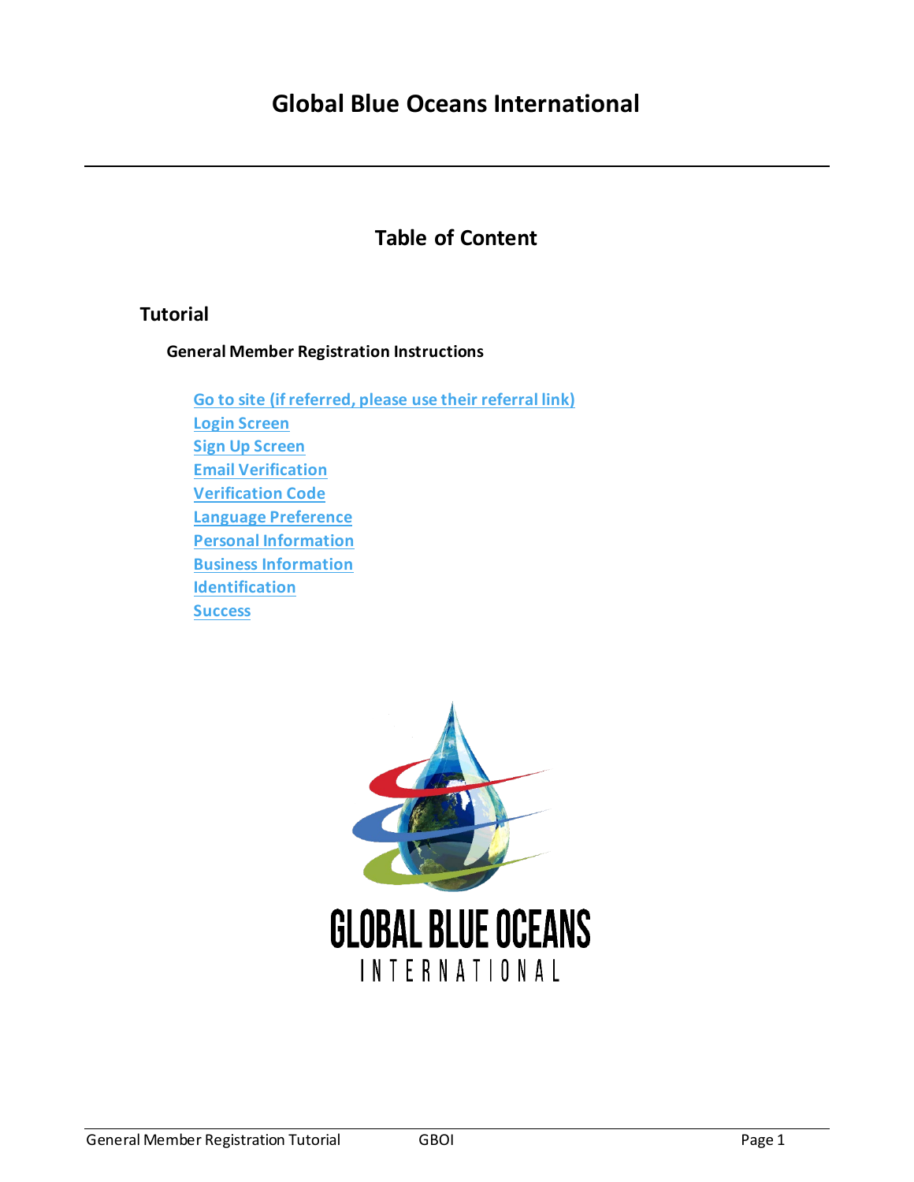# Global Blue Oceans International

## Table of Content

### Tutorial

**General Member Registration Instructions**

- Go to site (if referred, please use their referral link)
- Login Screen
- Sign Up Screen
- Email Verification
- Verification Code
- Language Preference
- Personal Information
- Business Information
- Identification
- Success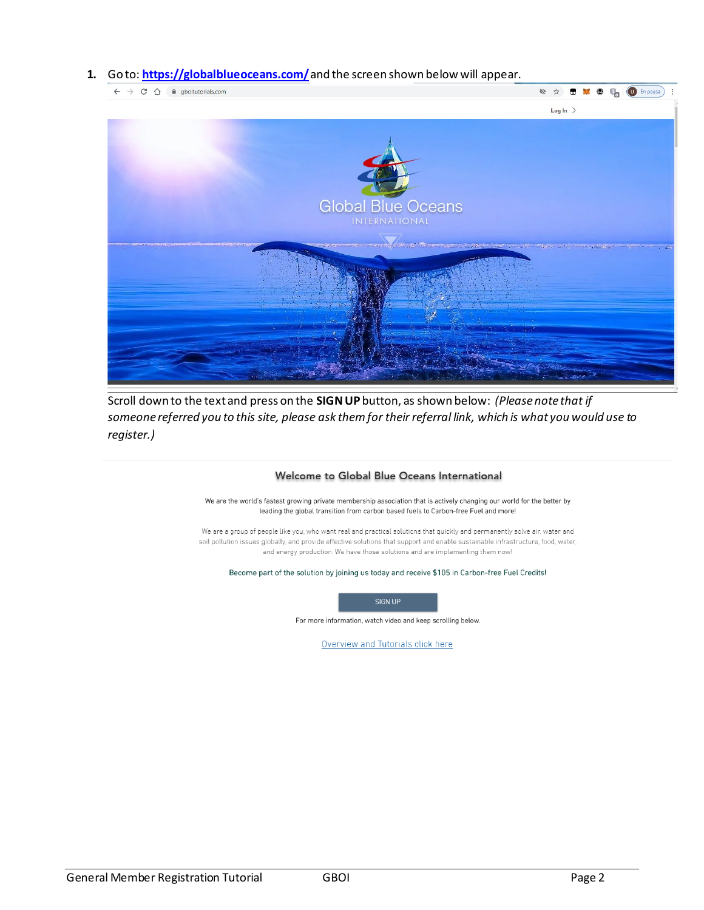1. Go to: **[https://globalblueoceans.com/](https://globalblueoceans.com/)** and the screen shown below will appear.

Scroll down to the text and press on the **SIGN UP** button, as shown below: *(Please note that if someone referred you to this site, please ask them for their referral link, which is what you would use to register.)*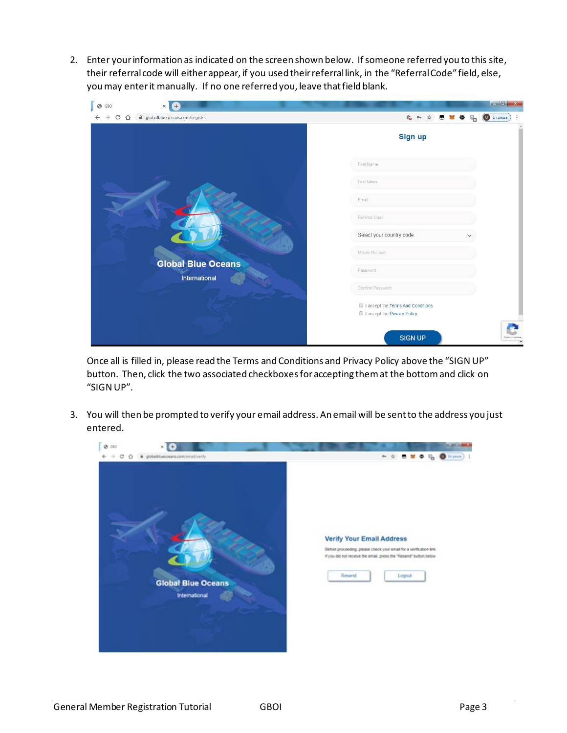2. Enter your information as indicated on the screen shown below. If someone referred you to this site, their referral code will either appear, if you used their referral link, in the "Referral Code" field, else, you may enter it manually. If no one referred you, leave that field blank.

   Once all is filled in, please read the Terms and Conditions and Privacy Policy above the "SIGN UP" button. Then, click the two associated checkboxes for accepting them at the bottom and click on "SIGN UP".

3. You will then be prompted to verify your email address. An email will be sent to the address you just entered.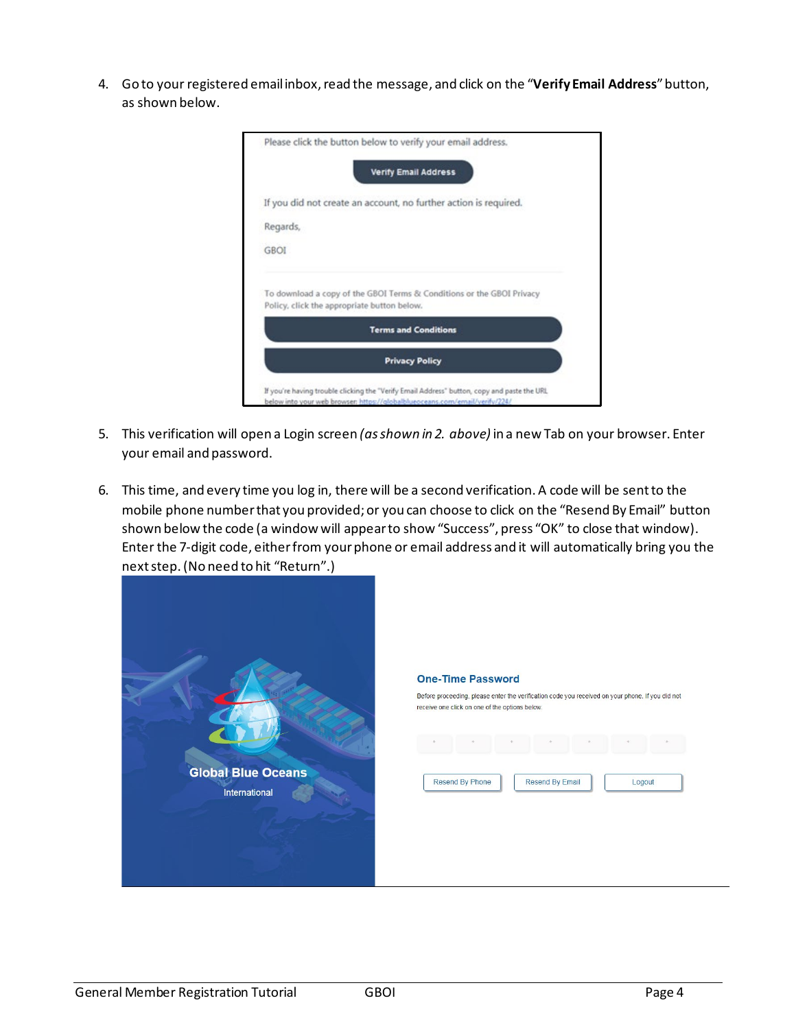4. Go to your registered email inbox, read the message, and click on the "**Verify Email Address**" button, as shown below.

5. This verification will open a Login screen *(as shown in 2. above)* in a new Tab on your browser. Enter your email and password.

6. This time, and every time you log in, there will be a second verification. A code will be sent to the mobile phone number that you provided; or you can choose to click on the "Resend By Email" button shown below the code (a window will appear to show "Success", press "OK" to close that window). Enter the 7-digit code, either from your phone or email address and it will automatically bring you the next step. (No need to hit "Return".)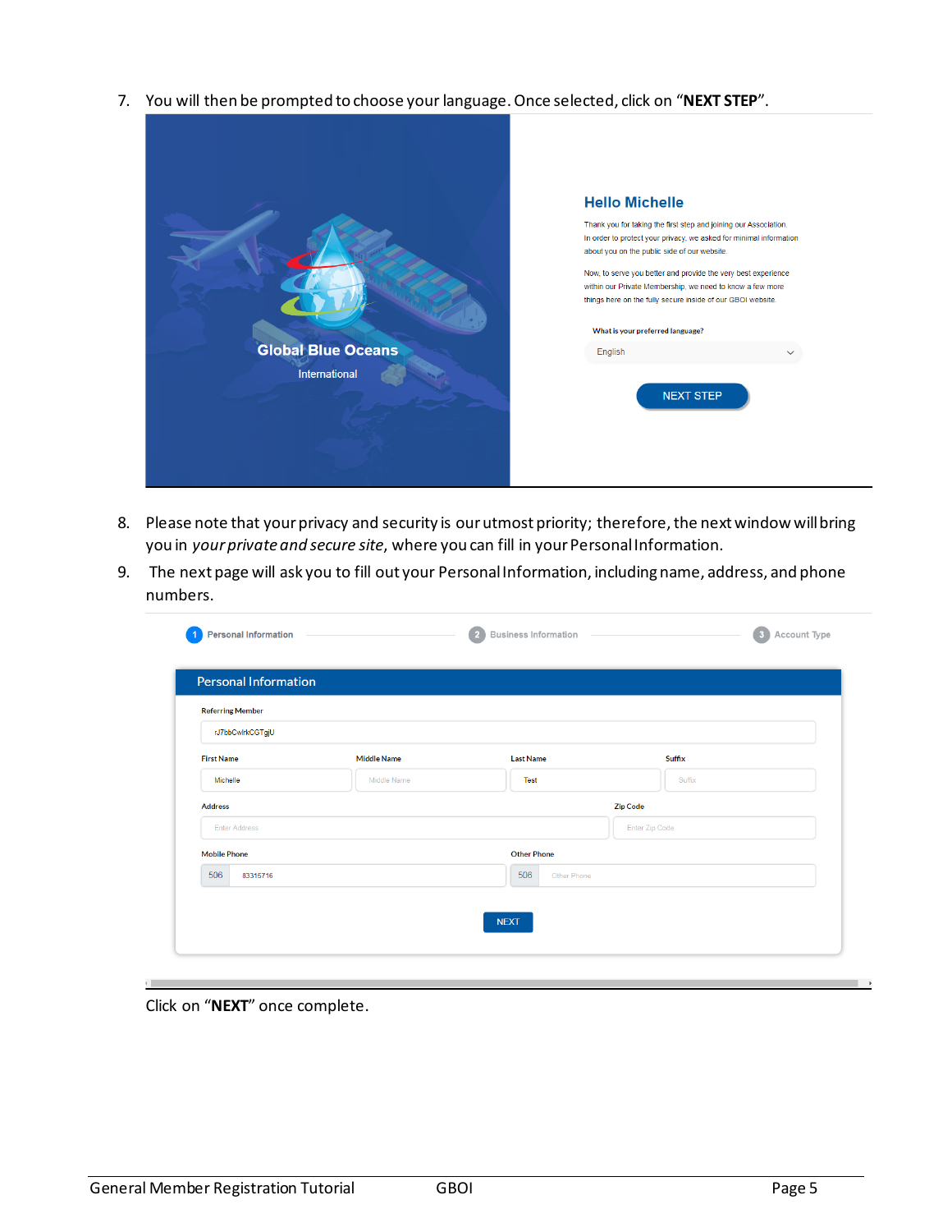7. You will then be prompted to choose your language. Once selected, click on "**NEXT STEP**".

8. Please note that your privacy and security is our utmost priority; therefore, the next window will bring you in *your private and secure site*, where you can fill in your Personal Information.

9. The next page will ask you to fill out your Personal Information, including name, address, and phone numbers.

Click on "**NEXT**" once complete.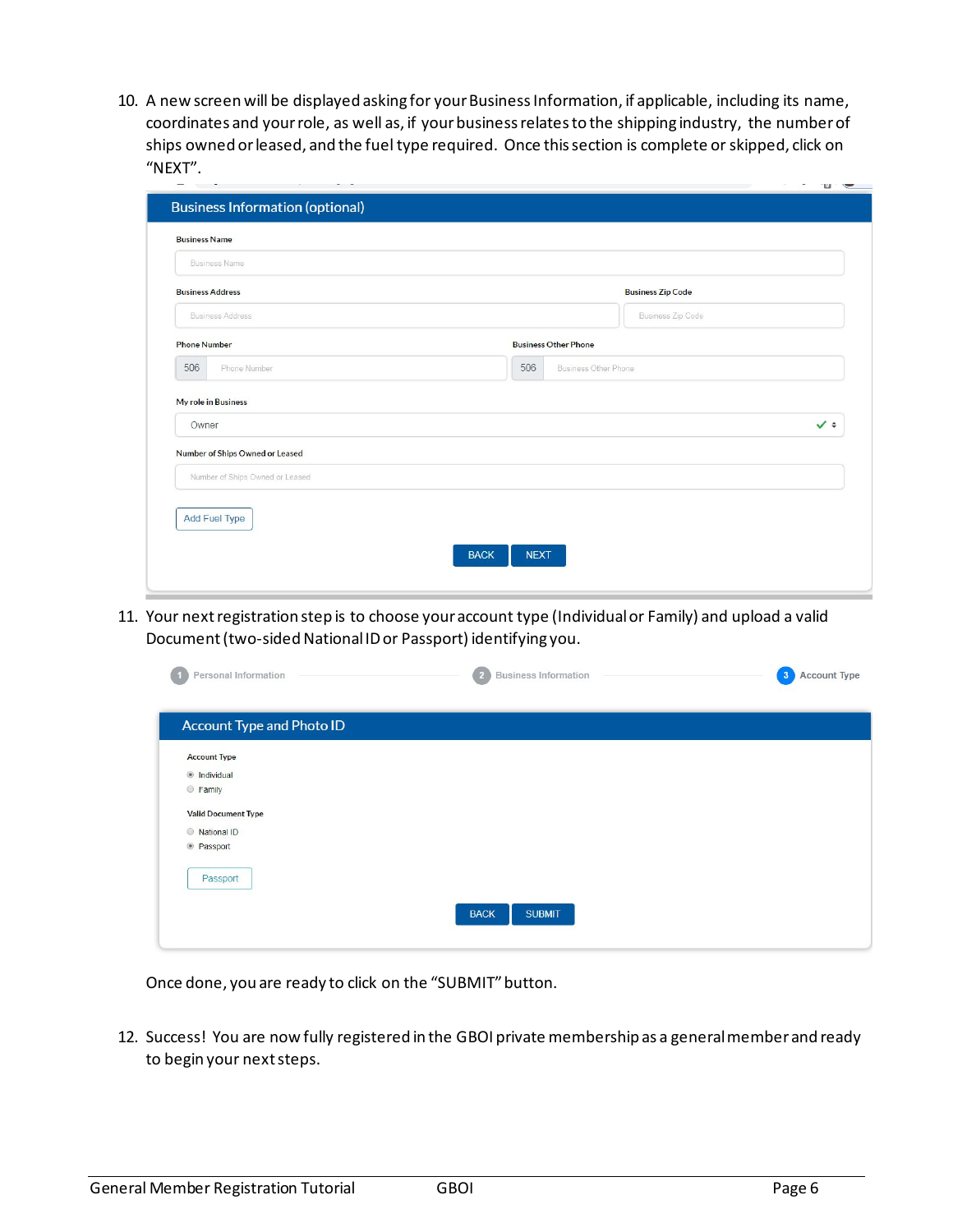10. A new screen will be displayed asking for your Business Information, if applicable, including its name, coordinates and your role, as well as, if your business relates to the shipping industry, the number of ships owned or leased, and the fuel type required. Once this section is complete or skipped, click on "NEXT".

11. Your next registration step is to choose your account type (Individual or Family) and upload a valid Document (two-sided National ID or Passport) identifying you.

    Once done, you are ready to click on the "SUBMIT" button.

12. Success! You are now fully registered in the GBOI private membership as a general member and ready to begin your next steps.